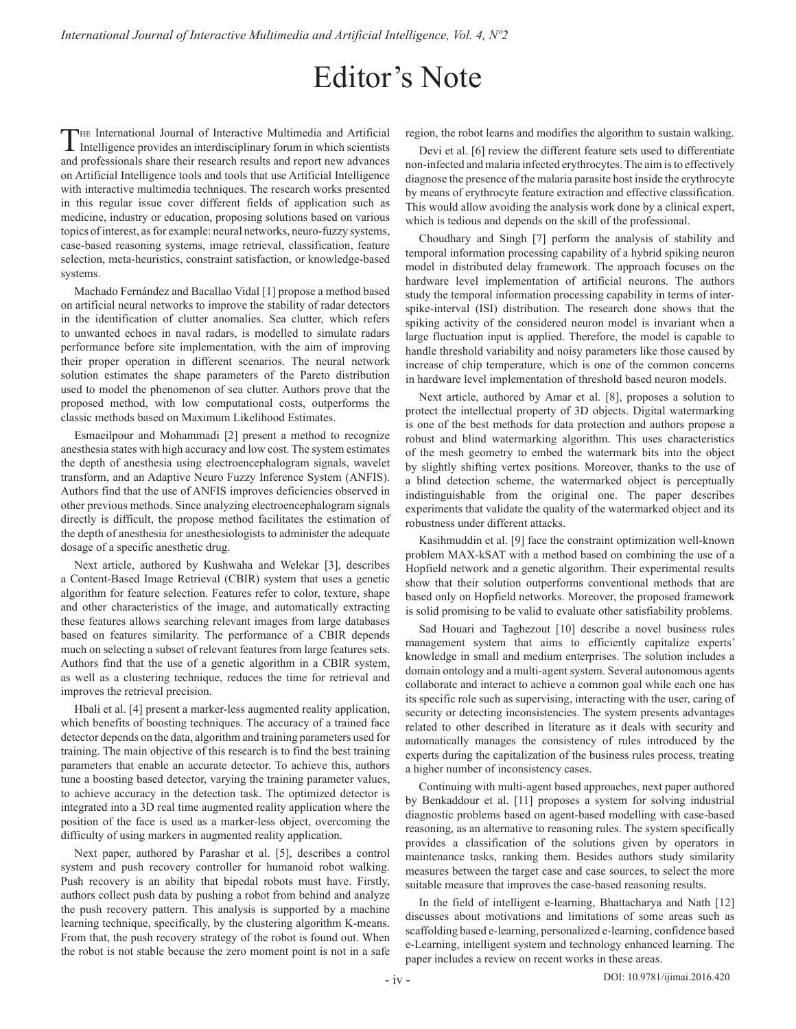# Editor's Note

The International Journal of Interactive Multimedia and Artificial Intelligence provides an interdisciplinary forum in which scientists and professionals share their research results and report new advances on Artificial Intelligence tools and tools that use Artificial Intelligence with interactive multimedia techniques. The research works presented in this regular issue cover different fields of application such as medicine, industry or education, proposing solutions based on various topics of interest, as for example: neural networks, neuro-fuzzy systems, case-based reasoning systems, image retrieval, classification, feature selection, meta-heuristics, constraint satisfaction, or knowledge-based systems.

Machado Fernández and Bacallao Vidal [1] propose a method based on artificial neural networks to improve the stability of radar detectors in the identification of clutter anomalies. Sea clutter, which refers to unwanted echoes in naval radars, is modelled to simulate radars performance before site implementation, with the aim of improving their proper operation in different scenarios. The neural network solution estimates the shape parameters of the Pareto distribution used to model the phenomenon of sea clutter. Authors prove that the proposed method, with low computational costs, outperforms the classic methods based on Maximum Likelihood Estimates.

Esmaeilpour and Mohammadi [2] present a method to recognize anesthesia states with high accuracy and low cost. The system estimates the depth of anesthesia using electroencephalogram signals, wavelet transform, and an Adaptive Neuro Fuzzy Inference System (ANFIS). Authors find that the use of ANFIS improves deficiencies observed in other previous methods. Since analyzing electroencephalogram signals directly is difficult, the propose method facilitates the estimation of the depth of anesthesia for anesthesiologists to administer the adequate dosage of a specific anesthetic drug.

Next article, authored by Kushwaha and Welekar [3], describes a Content-Based Image Retrieval (CBIR) system that uses a genetic algorithm for feature selection. Features refer to color, texture, shape and other characteristics of the image, and automatically extracting these features allows searching relevant images from large databases based on features similarity. The performance of a CBIR depends much on selecting a subset of relevant features from large features sets. Authors find that the use of a genetic algorithm in a CBIR system, as well as a clustering technique, reduces the time for retrieval and improves the retrieval precision.

Hbali et al. [4] present a marker-less augmented reality application, which benefits of boosting techniques. The accuracy of a trained face detector depends on the data, algorithm and training parameters used for training. The main objective of this research is to find the best training parameters that enable an accurate detector. To achieve this, authors tune a boosting based detector, varying the training parameter values, to achieve accuracy in the detection task. The optimized detector is integrated into a 3D real time augmented reality application where the position of the face is used as a marker-less object, overcoming the difficulty of using markers in augmented reality application.

Next paper, authored by Parashar et al. [5], describes a control system and push recovery controller for humanoid robot walking. Push recovery is an ability that bipedal robots must have. Firstly, authors collect push data by pushing a robot from behind and analyze the push recovery pattern. This analysis is supported by a machine learning technique, specifically, by the clustering algorithm K-means. From that, the push recovery strategy of the robot is found out. When the robot is not stable because the zero moment point is not in a safe region, the robot learns and modifies the algorithm to sustain walking.

Devi et al. [6] review the different feature sets used to differentiate non-infected and malaria infected erythrocytes. The aim is to effectively diagnose the presence of the malaria parasite host inside the erythrocyte by means of erythrocyte feature extraction and effective classification. This would allow avoiding the analysis work done by a clinical expert, which is tedious and depends on the skill of the professional.

Choudhary and Singh [7] perform the analysis of stability and temporal information processing capability of a hybrid spiking neuron model in distributed delay framework. The approach focuses on the hardware level implementation of artificial neurons. The authors study the temporal information processing capability in terms of inter-spike-interval (ISI) distribution. The research done shows that the spiking activity of the considered neuron model is invariant when a large fluctuation input is applied. Therefore, the model is capable to handle threshold variability and noisy parameters like those caused by increase of chip temperature, which is one of the common concerns in hardware level implementation of threshold based neuron models.

Next article, authored by Amar et al. [8], proposes a solution to protect the intellectual property of 3D objects. Digital watermarking is one of the best methods for data protection and authors propose a robust and blind watermarking algorithm. This uses characteristics of the mesh geometry to embed the watermark bits into the object by slightly shifting vertex positions. Moreover, thanks to the use of a blind detection scheme, the watermarked object is perceptually indistinguishable from the original one. The paper describes experiments that validate the quality of the watermarked object and its robustness under different attacks.

Kasihmuddin et al. [9] face the constraint optimization well-known problem MAX-kSAT with a method based on combining the use of a Hopfield network and a genetic algorithm. Their experimental results show that their solution outperforms conventional methods that are based only on Hopfield networks. Moreover, the proposed framework is solid promising to be valid to evaluate other satisfiability problems.

Sad Houari and Taghezout [10] describe a novel business rules management system that aims to efficiently capitalize experts' knowledge in small and medium enterprises. The solution includes a domain ontology and a multi-agent system. Several autonomous agents collaborate and interact to achieve a common goal while each one has its specific role such as supervising, interacting with the user, caring of security or detecting inconsistencies. The system presents advantages related to other described in literature as it deals with security and automatically manages the consistency of rules introduced by the experts during the capitalization of the business rules process, treating a higher number of inconsistency cases.

Continuing with multi-agent based approaches, next paper authored by Benkaddour et al. [11] proposes a system for solving industrial diagnostic problems based on agent-based modelling with case-based reasoning, as an alternative to reasoning rules. The system specifically provides a classification of the solutions given by operators in maintenance tasks, ranking them. Besides authors study similarity measures between the target case and case sources, to select the more suitable measure that improves the case-based reasoning results.

In the field of intelligent e-learning, Bhattacharya and Nath [12] discusses about motivations and limitations of some areas such as scaffolding based e-learning, personalized e-learning, confidence based e-Learning, intelligent system and technology enhanced learning. The paper includes a review on recent works in these areas.

DOI: 10.9781/ijimai.2016.420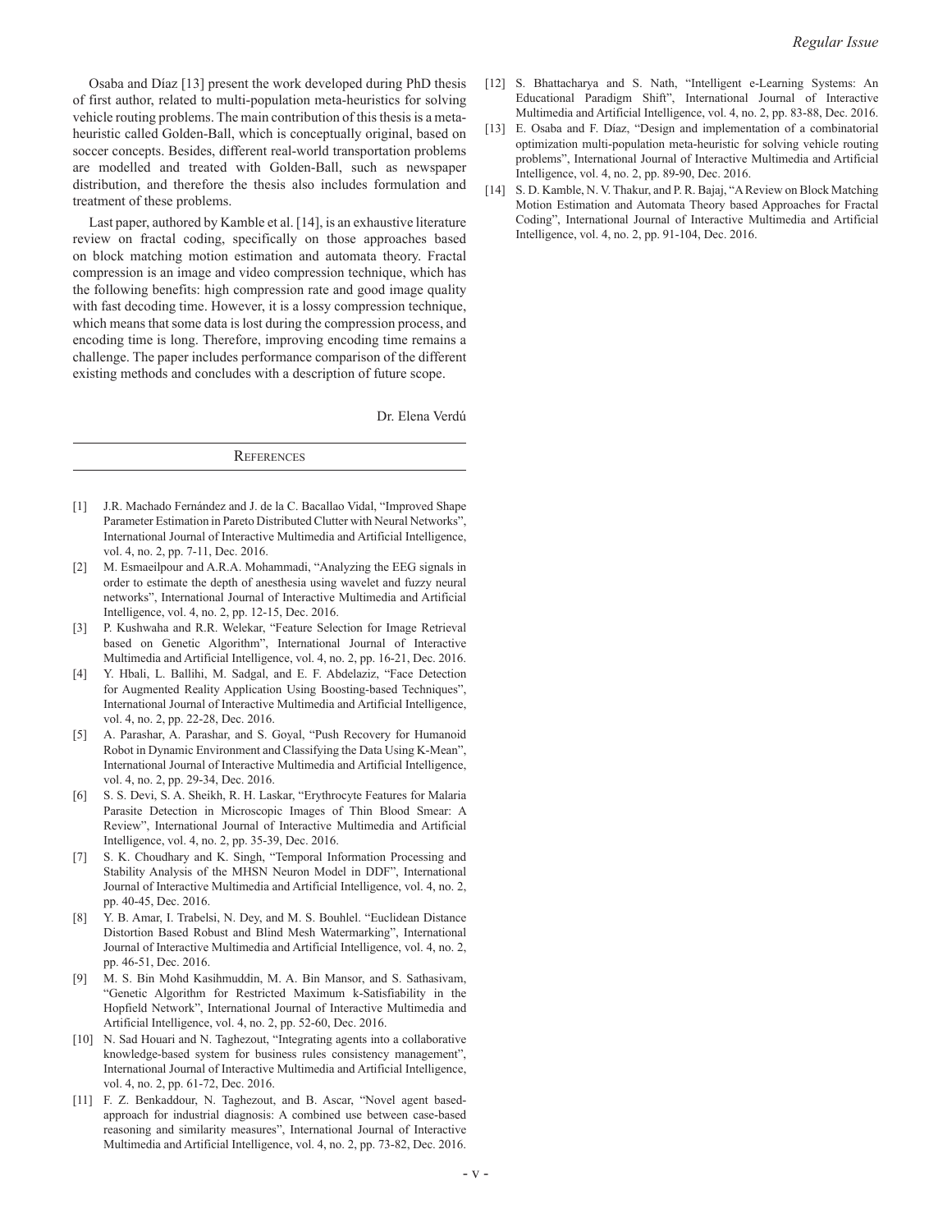Osaba and Díaz [13] present the work developed during PhD thesis of first author, related to multi-population meta-heuristics for solving vehicle routing problems. The main contribution of this thesis is a meta-heuristic called Golden-Ball, which is conceptually original, based on soccer concepts. Besides, different real-world transportation problems are modelled and treated with Golden-Ball, such as newspaper distribution, and therefore the thesis also includes formulation and treatment of these problems.

Last paper, authored by Kamble et al. [14], is an exhaustive literature review on fractal coding, specifically on those approaches based on block matching motion estimation and automata theory. Fractal compression is an image and video compression technique, which has the following benefits: high compression rate and good image quality with fast decoding time. However, it is a lossy compression technique, which means that some data is lost during the compression process, and encoding time is long. Therefore, improving encoding time remains a challenge. The paper includes performance comparison of the different existing methods and concludes with a description of future scope.

Dr. Elena Verdú

## References

[1] J.R. Machado Fernández and J. de la C. Bacallao Vidal, "Improved Shape Parameter Estimation in Pareto Distributed Clutter with Neural Networks", International Journal of Interactive Multimedia and Artificial Intelligence, vol. 4, no. 2, pp. 7-11, Dec. 2016.

[2] M. Esmaeilpour and A.R.A. Mohammadi, "Analyzing the EEG signals in order to estimate the depth of anesthesia using wavelet and fuzzy neural networks", International Journal of Interactive Multimedia and Artificial Intelligence, vol. 4, no. 2, pp. 12-15, Dec. 2016.

[3] P. Kushwaha and R.R. Welekar, "Feature Selection for Image Retrieval based on Genetic Algorithm", International Journal of Interactive Multimedia and Artificial Intelligence, vol. 4, no. 2, pp. 16-21, Dec. 2016.

[4] Y. Hbali, L. Ballihi, M. Sadgal, and E. F. Abdelaziz, "Face Detection for Augmented Reality Application Using Boosting-based Techniques", International Journal of Interactive Multimedia and Artificial Intelligence, vol. 4, no. 2, pp. 22-28, Dec. 2016.

[5] A. Parashar, A. Parashar, and S. Goyal, "Push Recovery for Humanoid Robot in Dynamic Environment and Classifying the Data Using K-Mean", International Journal of Interactive Multimedia and Artificial Intelligence, vol. 4, no. 2, pp. 29-34, Dec. 2016.

[6] S. S. Devi, S. A. Sheikh, R. H. Laskar, "Erythrocyte Features for Malaria Parasite Detection in Microscopic Images of Thin Blood Smear: A Review", International Journal of Interactive Multimedia and Artificial Intelligence, vol. 4, no. 2, pp. 35-39, Dec. 2016.

[7] S. K. Choudhary and K. Singh, "Temporal Information Processing and Stability Analysis of the MHSN Neuron Model in DDF", International Journal of Interactive Multimedia and Artificial Intelligence, vol. 4, no. 2, pp. 40-45, Dec. 2016.

[8] Y. B. Amar, I. Trabelsi, N. Dey, and M. S. Bouhlel. "Euclidean Distance Distortion Based Robust and Blind Mesh Watermarking", International Journal of Interactive Multimedia and Artificial Intelligence, vol. 4, no. 2, pp. 46-51, Dec. 2016.

[9] M. S. Bin Mohd Kasihmuddin, M. A. Bin Mansor, and S. Sathasivam, "Genetic Algorithm for Restricted Maximum k-Satisfiability in the Hopfield Network", International Journal of Interactive Multimedia and Artificial Intelligence, vol. 4, no. 2, pp. 52-60, Dec. 2016.

[10] N. Sad Houari and N. Taghezout, "Integrating agents into a collaborative knowledge-based system for business rules consistency management", International Journal of Interactive Multimedia and Artificial Intelligence, vol. 4, no. 2, pp. 61-72, Dec. 2016.

[11] F. Z. Benkaddour, N. Taghezout, and B. Ascar, "Novel agent based-approach for industrial diagnosis: A combined use between case-based reasoning and similarity measures", International Journal of Interactive Multimedia and Artificial Intelligence, vol. 4, no. 2, pp. 73-82, Dec. 2016.

[12] S. Bhattacharya and S. Nath, "Intelligent e-Learning Systems: An Educational Paradigm Shift", International Journal of Interactive Multimedia and Artificial Intelligence, vol. 4, no. 2, pp. 83-88, Dec. 2016.

[13] E. Osaba and F. Díaz, "Design and implementation of a combinatorial optimization multi-population meta-heuristic for solving vehicle routing problems", International Journal of Interactive Multimedia and Artificial Intelligence, vol. 4, no. 2, pp. 89-90, Dec. 2016.

[14] S. D. Kamble, N. V. Thakur, and P. R. Bajaj, "A Review on Block Matching Motion Estimation and Automata Theory based Approaches for Fractal Coding", International Journal of Interactive Multimedia and Artificial Intelligence, vol. 4, no. 2, pp. 91-104, Dec. 2016.